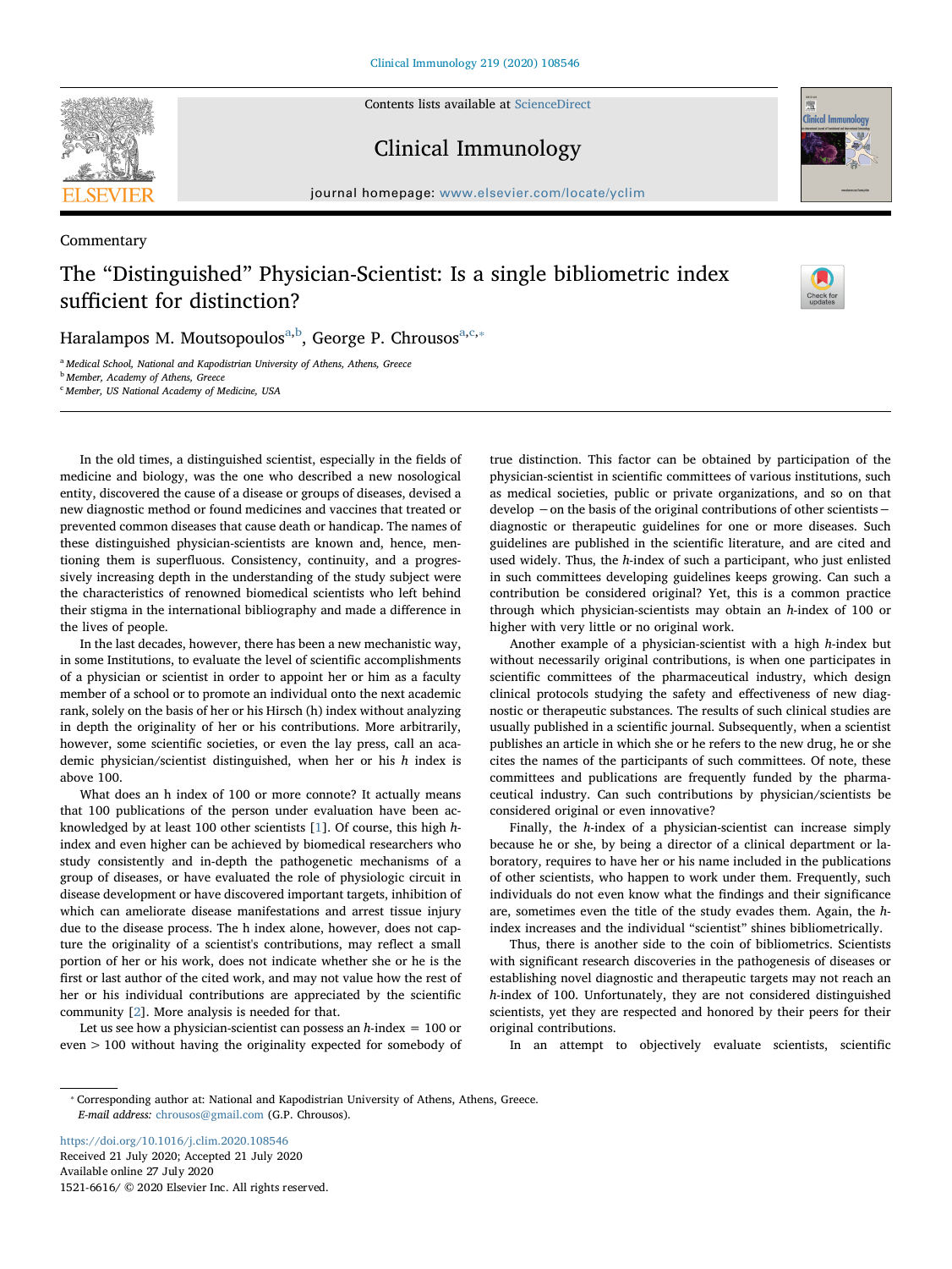Commentary

# The "Distinguished" Physician-Scientist: Is a single bibliometric index sufficient for distinction?

Haralampos M. Moutsopoulos[a,b], George P. Chrousos[a,c,*]

[a] Medical School, National and Kapodistrian University of Athens, Athens, Greece
[b] Member, Academy of Athens, Greece
[c] Member, US National Academy of Medicine, USA

In the old times, a distinguished scientist, especially in the fields of medicine and biology, was the one who described a new nosological entity, discovered the cause of a disease or groups of diseases, devised a new diagnostic method or found medicines and vaccines that treated or prevented common diseases that cause death or handicap. The names of these distinguished physician-scientists are known and, hence, mentioning them is superfluous. Consistency, continuity, and a progressively increasing depth in the understanding of the study subject were the characteristics of renowned biomedical scientists who left behind their stigma in the international bibliography and made a difference in the lives of people.

In the last decades, however, there has been a new mechanistic way, in some Institutions, to evaluate the level of scientific accomplishments of a physician or scientist in order to appoint her or him as a faculty member of a school or to promote an individual onto the next academic rank, solely on the basis of her or his Hirsch (h) index without analyzing in depth the originality of her or his contributions. More arbitrarily, however, some scientific societies, or even the lay press, call an academic physician/scientist distinguished, when her or his *h* index is above 100.

What does an h index of 100 or more connote? It actually means that 100 publications of the person under evaluation have been acknowledged by at least 100 other scientists [1]. Of course, this high *h*-index and even higher can be achieved by biomedical researchers who study consistently and in-depth the pathogenetic mechanisms of a group of diseases, or have evaluated the role of physiologic circuit in disease development or have discovered important targets, inhibition of which can ameliorate disease manifestations and arrest tissue injury due to the disease process. The h index alone, however, does not capture the originality of a scientist's contributions, may reflect a small portion of her or his work, does not indicate whether she or he is the first or last author of the cited work, and may not value how the rest of her or his individual contributions are appreciated by the scientific community [2]. More analysis is needed for that.

Let us see how a physician-scientist can possess an *h*-index = 100 or even > 100 without having the originality expected for somebody of true distinction. This factor can be obtained by participation of the physician-scientist in scientific committees of various institutions, such as medical societies, public or private organizations, and so on that develop −on the basis of the original contributions of other scientists− diagnostic or therapeutic guidelines for one or more diseases. Such guidelines are published in the scientific literature, and are cited and used widely. Thus, the *h*-index of such a participant, who just enlisted in such committees developing guidelines keeps growing. Can such a contribution be considered original? Yet, this is a common practice through which physician-scientists may obtain an *h*-index of 100 or higher with very little or no original work.

Another example of a physician-scientist with a high *h*-index but without necessarily original contributions, is when one participates in scientific committees of the pharmaceutical industry, which design clinical protocols studying the safety and effectiveness of new diagnostic or therapeutic substances. The results of such clinical studies are usually published in a scientific journal. Subsequently, when a scientist publishes an article in which she or he refers to the new drug, he or she cites the names of the participants of such committees. Of note, these committees and publications are frequently funded by the pharmaceutical industry. Can such contributions by physician/scientists be considered original or even innovative?

Finally, the *h*-index of a physician-scientist can increase simply because he or she, by being a director of a clinical department or laboratory, requires to have her or his name included in the publications of other scientists, who happen to work under them. Frequently, such individuals do not even know what the findings and their significance are, sometimes even the title of the study evades them. Again, the *h*-index increases and the individual "scientist" shines bibliometrically.

Thus, there is another side to the coin of bibliometrics. Scientists with significant research discoveries in the pathogenesis of diseases or establishing novel diagnostic and therapeutic targets may not reach an *h*-index of 100. Unfortunately, they are not considered distinguished scientists, yet they are respected and honored by their peers for their original contributions.

In an attempt to objectively evaluate scientists, scientific

* Corresponding author at: National and Kapodistrian University of Athens, Athens, Greece.
*E-mail address:* chrousos@gmail.com (G.P. Chrousos).

https://doi.org/10.1016/j.clim.2020.108546
Received 21 July 2020; Accepted 21 July 2020
Available online 27 July 2020
1521-6616/ © 2020 Elsevier Inc. All rights reserved.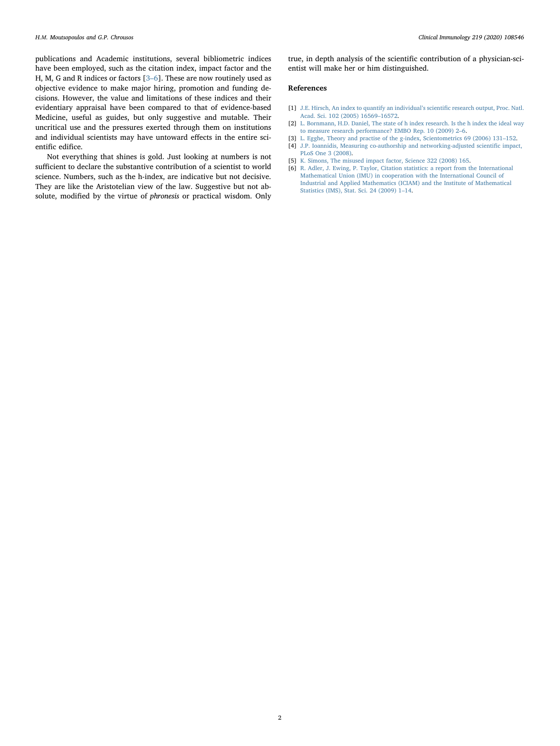publications and Academic institutions, several bibliometric indices have been employed, such as the citation index, impact factor and the H, M, G and R indices or factors [3–6]. These are now routinely used as objective evidence to make major hiring, promotion and funding decisions. However, the value and limitations of these indices and their evidentiary appraisal have been compared to that of evidence-based Medicine, useful as guides, but only suggestive and mutable. Their uncritical use and the pressures exerted through them on institutions and individual scientists may have untoward effects in the entire scientific edifice.

Not everything that shines is gold. Just looking at numbers is not sufficient to declare the substantive contribution of a scientist to world science. Numbers, such as the h-index, are indicative but not decisive. They are like the Aristotelian view of the law. Suggestive but not absolute, modified by the virtue of *phronesis* or practical wisdom. Only true, in depth analysis of the scientific contribution of a physician-scientist will make her or him distinguished.

## References

[1] J.E. Hirsch, An index to quantify an individual's scientific research output, Proc. Natl. Acad. Sci. 102 (2005) 16569–16572.

[2] L. Bornmann, H.D. Daniel, The state of h index research. Is the h index the ideal way to measure research performance? EMBO Rep. 10 (2009) 2–6.

[3] L. Egghe, Theory and practise of the g-index, Scientometrics 69 (2006) 131–152.

[4] J.P. Ioannidis, Measuring co-authorship and networking-adjusted scientific impact, PLoS One 3 (2008).

[5] K. Simons, The misused impact factor, Science 322 (2008) 165.

[6] R. Adler, J. Ewing, P. Taylor, Citation statistics: a report from the International Mathematical Union (IMU) in cooperation with the International Council of Industrial and Applied Mathematics (ICIAM) and the Institute of Mathematical Statistics (IMS), Stat. Sci. 24 (2009) 1–14.